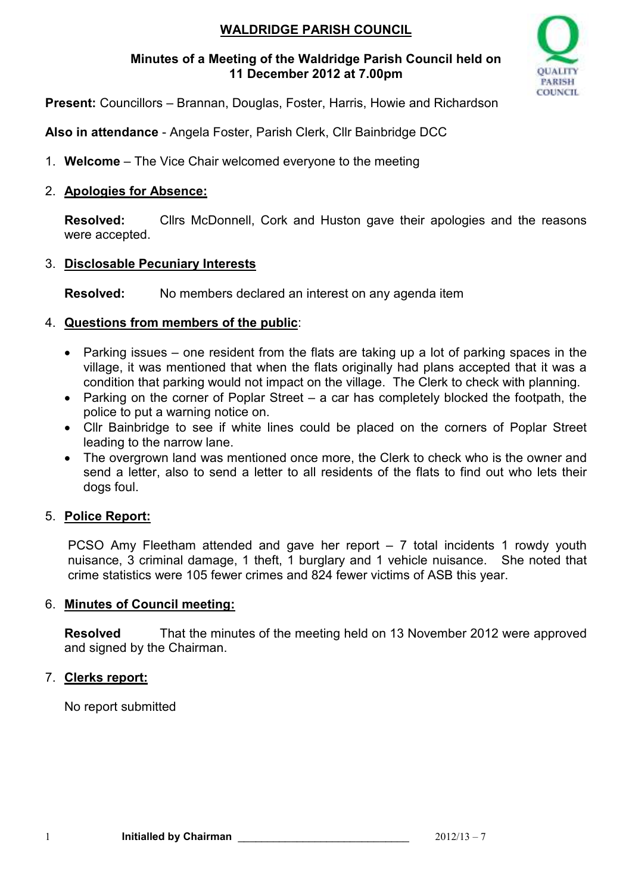# WALDRIDGE PARISH COUNCIL

**Minutes of a Meeting of the Waldridge Parish Council held on 11 December 2012 at 7.00pm**

**Present:** Councillors – Brannan, Douglas, Foster, Harris, Howie and Richardson

**Also in attendance** - Angela Foster, Parish Clerk, Cllr Bainbridge DCC

1. **Welcome** – The Vice Chair welcomed everyone to the meeting

2. **Apologies for Absence:**

   **Resolved:** Cllrs McDonnell, Cork and Huston gave their apologies and the reasons were accepted.

3. **Disclosable Pecuniary Interests**

   **Resolved:** No members declared an interest on any agenda item

4. **Questions from members of the public**:

   - Parking issues – one resident from the flats are taking up a lot of parking spaces in the village, it was mentioned that when the flats originally had plans accepted that it was a condition that parking would not impact on the village. The Clerk to check with planning.
   - Parking on the corner of Poplar Street – a car has completely blocked the footpath, the police to put a warning notice on.
   - Cllr Bainbridge to see if white lines could be placed on the corners of Poplar Street leading to the narrow lane.
   - The overgrown land was mentioned once more, the Clerk to check who is the owner and send a letter, also to send a letter to all residents of the flats to find out who lets their dogs foul.

5. **Police Report:**

   PCSO Amy Fleetham attended and gave her report – 7 total incidents 1 rowdy youth nuisance, 3 criminal damage, 1 theft, 1 burglary and 1 vehicle nuisance. She noted that crime statistics were 105 fewer crimes and 824 fewer victims of ASB this year.

6. **Minutes of Council meeting:**

   **Resolved** That the minutes of the meeting held on 13 November 2012 were approved and signed by the Chairman.

7. **Clerks report:**

   No report submitted

**Initialled by Chairman** ____________________________ 2012/13 – 7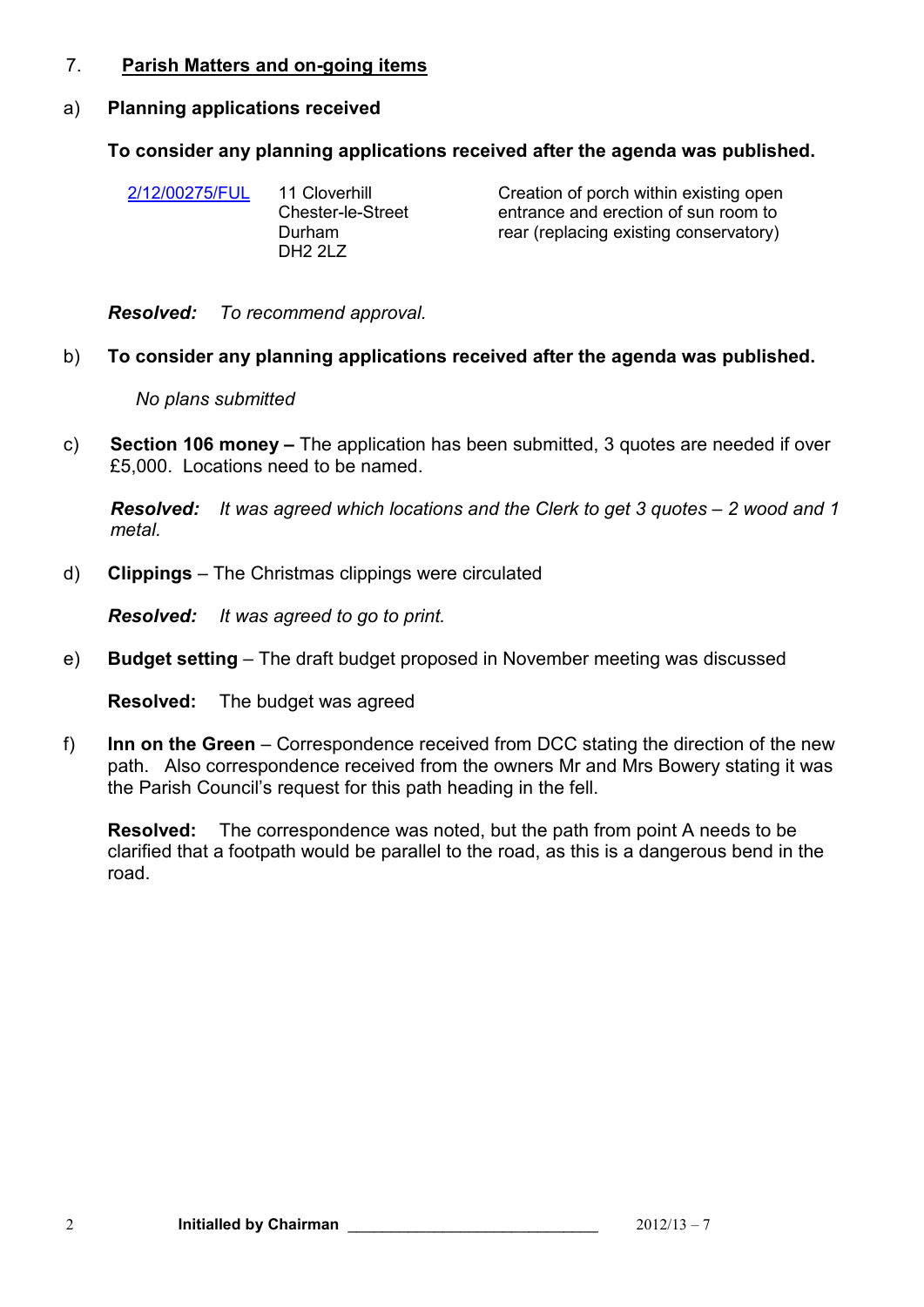## 7. Parish Matters and on-going items

a) **Planning applications received**

**To consider any planning applications received after the agenda was published.**

| | | |
|---|---|---|
| 2/12/00275/FUL | 11 Cloverhill<br>Chester-le-Street<br>Durham<br>DH2 2LZ | Creation of porch within existing open entrance and erection of sun room to rear (replacing existing conservatory) |

***Resolved:*** *To recommend approval.*

b) **To consider any planning applications received after the agenda was published.**

*No plans submitted*

c) **Section 106 money –** The application has been submitted, 3 quotes are needed if over £5,000. Locations need to be named.

***Resolved:*** *It was agreed which locations and the Clerk to get 3 quotes – 2 wood and 1 metal.*

d) **Clippings** – The Christmas clippings were circulated

***Resolved:*** *It was agreed to go to print.*

e) **Budget setting** – The draft budget proposed in November meeting was discussed

**Resolved:** The budget was agreed

f) **Inn on the Green** – Correspondence received from DCC stating the direction of the new path. Also correspondence received from the owners Mr and Mrs Bowery stating it was the Parish Council's request for this path heading in the fell.

**Resolved:** The correspondence was noted, but the path from point A needs to be clarified that a footpath would be parallel to the road, as this is a dangerous bend in the road.

Initialled by Chairman ____________________________ 2012/13 – 7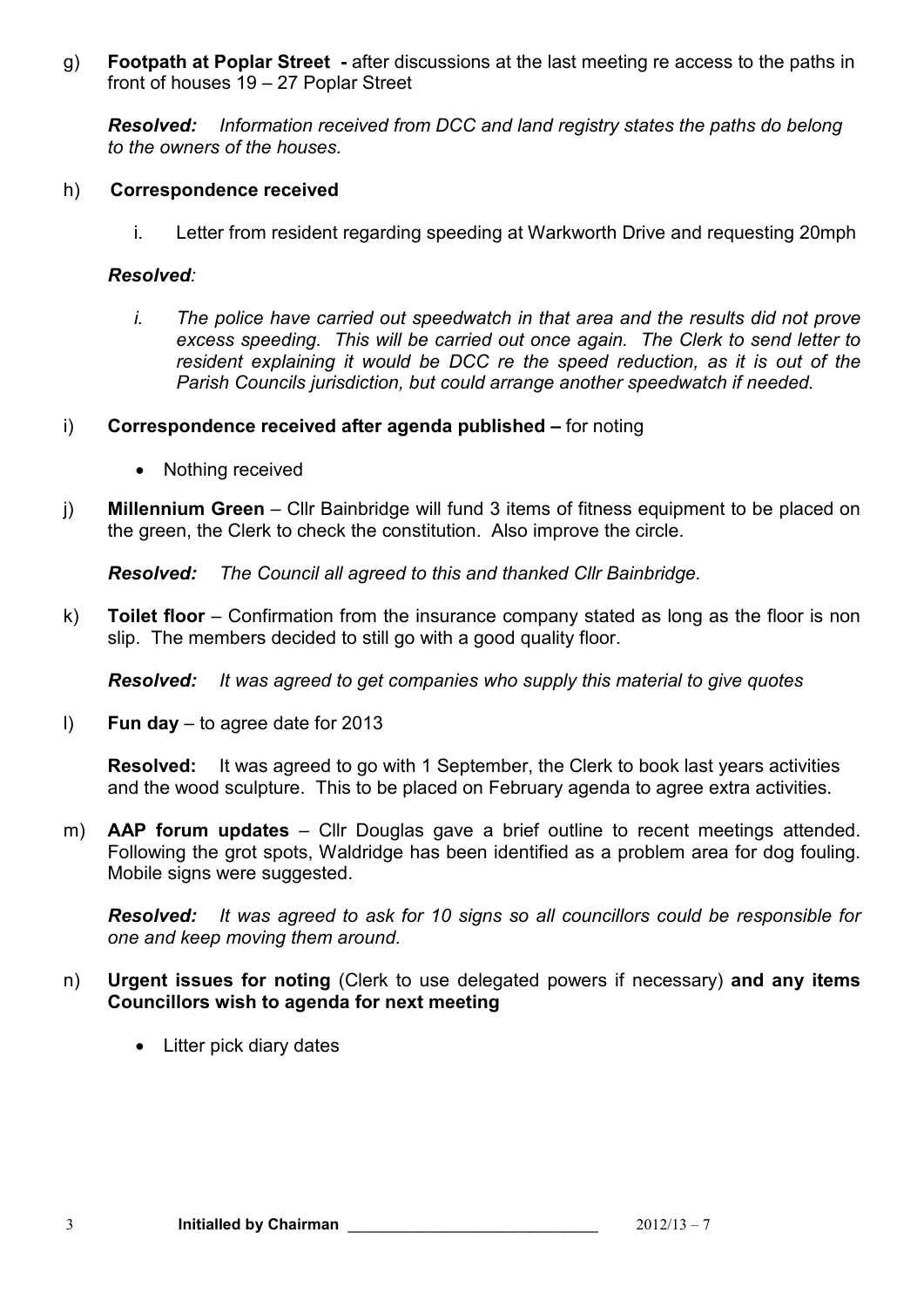g) **Footpath at Poplar Street -** after discussions at the last meeting re access to the paths in front of houses 19 – 27 Poplar Street

***Resolved:*** *Information received from DCC and land registry states the paths do belong to the owners of the houses.*

h) **Correspondence received**

i. Letter from resident regarding speeding at Warkworth Drive and requesting 20mph

***Resolved:***

*i. The police have carried out speedwatch in that area and the results did not prove excess speeding. This will be carried out once again. The Clerk to send letter to resident explaining it would be DCC re the speed reduction, as it is out of the Parish Councils jurisdiction, but could arrange another speedwatch if needed.*

i) **Correspondence received after agenda published –** for noting

- Nothing received

j) **Millennium Green** – Cllr Bainbridge will fund 3 items of fitness equipment to be placed on the green, the Clerk to check the constitution. Also improve the circle.

***Resolved:*** *The Council all agreed to this and thanked Cllr Bainbridge.*

k) **Toilet floor** – Confirmation from the insurance company stated as long as the floor is non slip. The members decided to still go with a good quality floor.

***Resolved:*** *It was agreed to get companies who supply this material to give quotes*

l) **Fun day** – to agree date for 2013

**Resolved:** It was agreed to go with 1 September, the Clerk to book last years activities and the wood sculpture. This to be placed on February agenda to agree extra activities.

m) **AAP forum updates** – Cllr Douglas gave a brief outline to recent meetings attended. Following the grot spots, Waldridge has been identified as a problem area for dog fouling. Mobile signs were suggested.

***Resolved:*** *It was agreed to ask for 10 signs so all councillors could be responsible for one and keep moving them around.*

n) **Urgent issues for noting** (Clerk to use delegated powers if necessary) **and any items Councillors wish to agenda for next meeting**

- Litter pick diary dates

**Initialled by Chairman** ____________________________ 2012/13 – 7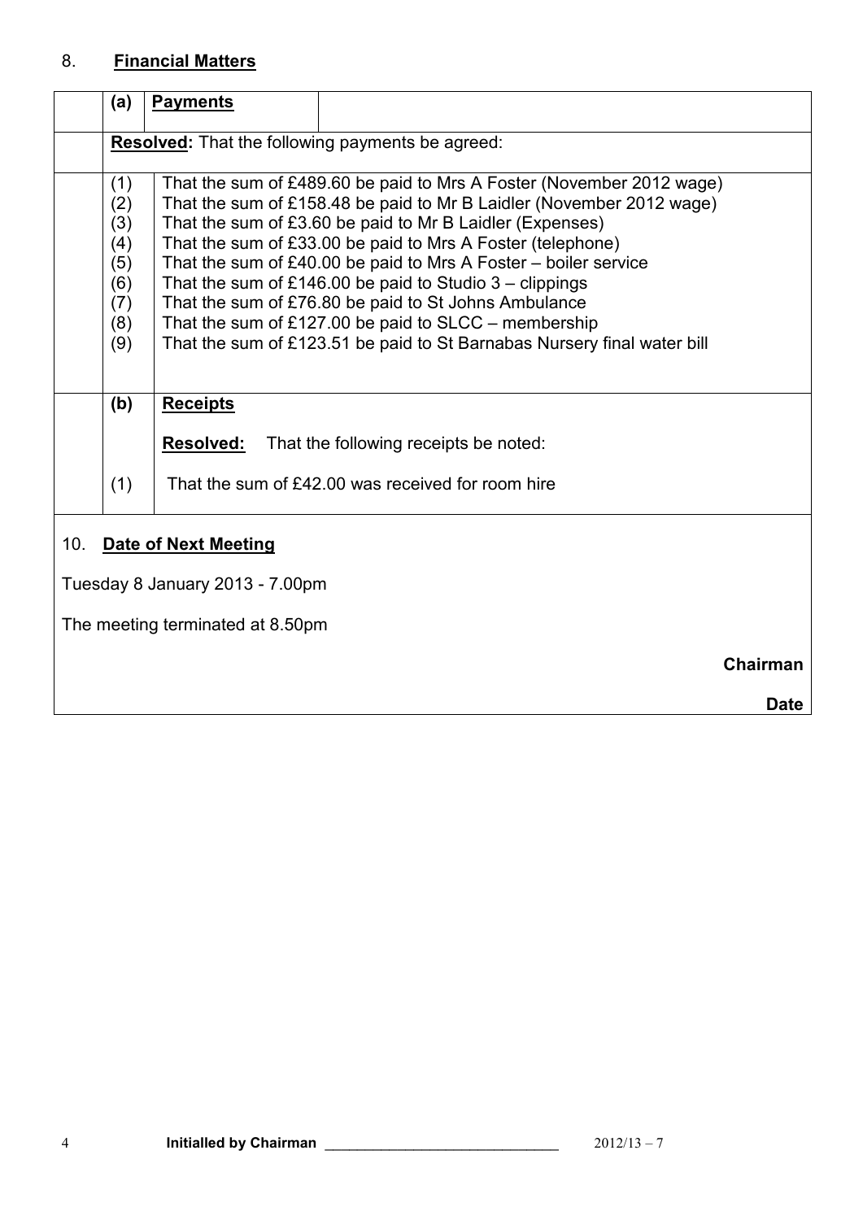## 8. **Financial Matters**

**(a) Payments**

**Resolved:** That the following payments be agreed:

(1) That the sum of £489.60 be paid to Mrs A Foster (November 2012 wage)
(2) That the sum of £158.48 be paid to Mr B Laidler (November 2012 wage)
(3) That the sum of £3.60 be paid to Mr B Laidler (Expenses)
(4) That the sum of £33.00 be paid to Mrs A Foster (telephone)
(5) That the sum of £40.00 be paid to Mrs A Foster – boiler service
(6) That the sum of £146.00 be paid to Studio 3 – clippings
(7) That the sum of £76.80 be paid to St Johns Ambulance
(8) That the sum of £127.00 be paid to SLCC – membership
(9) That the sum of £123.51 be paid to St Barnabas Nursery final water bill

**(b) Receipts**

**Resolved:** That the following receipts be noted:

(1) That the sum of £42.00 was received for room hire

## 10. **Date of Next Meeting**

Tuesday 8 January 2013 - 7.00pm

The meeting terminated at 8.50pm

**Chairman**

**Date**

**Initialled by Chairman** ______________________________ 2012/13 – 7